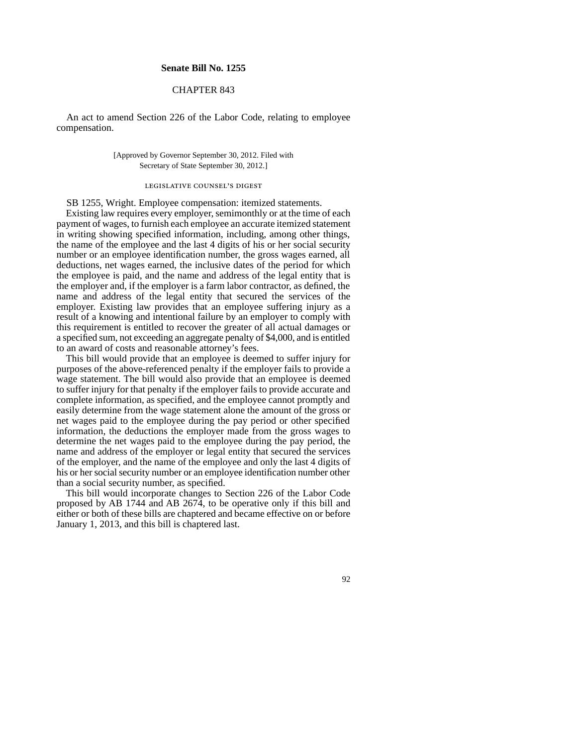# Senate Bill No. 1255

## CHAPTER 843

An act to amend Section 226 of the Labor Code, relating to employee compensation.

[Approved by Governor September 30, 2012. Filed with Secretary of State September 30, 2012.]

### LEGISLATIVE COUNSEL'S DIGEST

SB 1255, Wright. Employee compensation: itemized statements.

Existing law requires every employer, semimonthly or at the time of each payment of wages, to furnish each employee an accurate itemized statement in writing showing specified information, including, among other things, the name of the employee and the last 4 digits of his or her social security number or an employee identification number, the gross wages earned, all deductions, net wages earned, the inclusive dates of the period for which the employee is paid, and the name and address of the legal entity that is the employer and, if the employer is a farm labor contractor, as defined, the name and address of the legal entity that secured the services of the employer. Existing law provides that an employee suffering injury as a result of a knowing and intentional failure by an employer to comply with this requirement is entitled to recover the greater of all actual damages or a specified sum, not exceeding an aggregate penalty of $4,000, and is entitled to an award of costs and reasonable attorney's fees.

This bill would provide that an employee is deemed to suffer injury for purposes of the above-referenced penalty if the employer fails to provide a wage statement. The bill would also provide that an employee is deemed to suffer injury for that penalty if the employer fails to provide accurate and complete information, as specified, and the employee cannot promptly and easily determine from the wage statement alone the amount of the gross or net wages paid to the employee during the pay period or other specified information, the deductions the employer made from the gross wages to determine the net wages paid to the employee during the pay period, the name and address of the employer or legal entity that secured the services of the employer, and the name of the employee and only the last 4 digits of his or her social security number or an employee identification number other than a social security number, as specified.

This bill would incorporate changes to Section 226 of the Labor Code proposed by AB 1744 and AB 2674, to be operative only if this bill and either or both of these bills are chaptered and became effective on or before January 1, 2013, and this bill is chaptered last.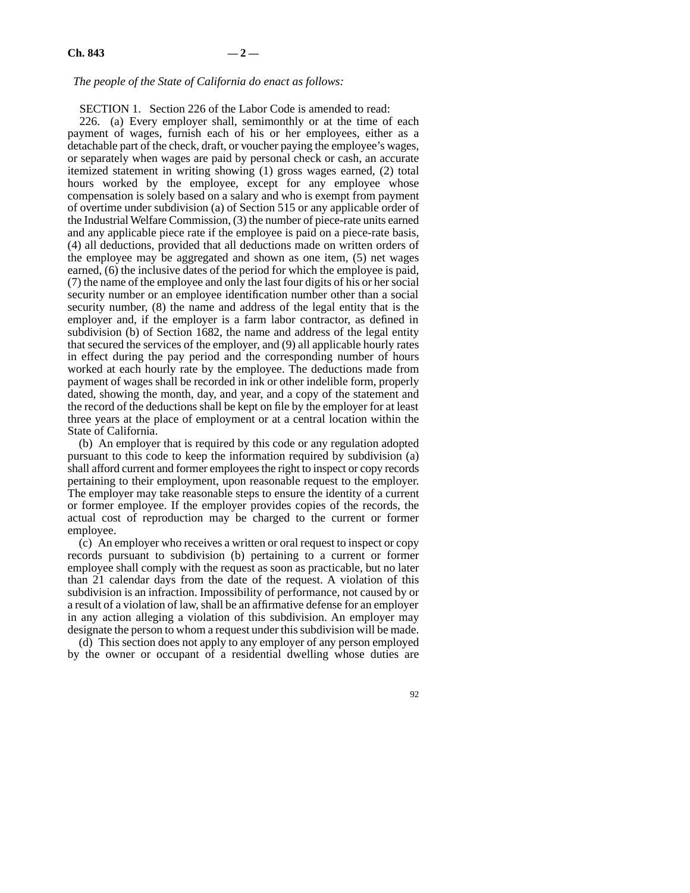*The people of the State of California do enact as follows:*

SECTION 1. Section 226 of the Labor Code is amended to read:

226. (a) Every employer shall, semimonthly or at the time of each payment of wages, furnish each of his or her employees, either as a detachable part of the check, draft, or voucher paying the employee's wages, or separately when wages are paid by personal check or cash, an accurate itemized statement in writing showing (1) gross wages earned, (2) total hours worked by the employee, except for any employee whose compensation is solely based on a salary and who is exempt from payment of overtime under subdivision (a) of Section 515 or any applicable order of the Industrial Welfare Commission, (3) the number of piece-rate units earned and any applicable piece rate if the employee is paid on a piece-rate basis, (4) all deductions, provided that all deductions made on written orders of the employee may be aggregated and shown as one item, (5) net wages earned, (6) the inclusive dates of the period for which the employee is paid, (7) the name of the employee and only the last four digits of his or her social security number or an employee identification number other than a social security number, (8) the name and address of the legal entity that is the employer and, if the employer is a farm labor contractor, as defined in subdivision (b) of Section 1682, the name and address of the legal entity that secured the services of the employer, and (9) all applicable hourly rates in effect during the pay period and the corresponding number of hours worked at each hourly rate by the employee. The deductions made from payment of wages shall be recorded in ink or other indelible form, properly dated, showing the month, day, and year, and a copy of the statement and the record of the deductions shall be kept on file by the employer for at least three years at the place of employment or at a central location within the State of California.

(b) An employer that is required by this code or any regulation adopted pursuant to this code to keep the information required by subdivision (a) shall afford current and former employees the right to inspect or copy records pertaining to their employment, upon reasonable request to the employer. The employer may take reasonable steps to ensure the identity of a current or former employee. If the employer provides copies of the records, the actual cost of reproduction may be charged to the current or former employee.

(c) An employer who receives a written or oral request to inspect or copy records pursuant to subdivision (b) pertaining to a current or former employee shall comply with the request as soon as practicable, but no later than 21 calendar days from the date of the request. A violation of this subdivision is an infraction. Impossibility of performance, not caused by or a result of a violation of law, shall be an affirmative defense for an employer in any action alleging a violation of this subdivision. An employer may designate the person to whom a request under this subdivision will be made.

(d) This section does not apply to any employer of any person employed by the owner or occupant of a residential dwelling whose duties are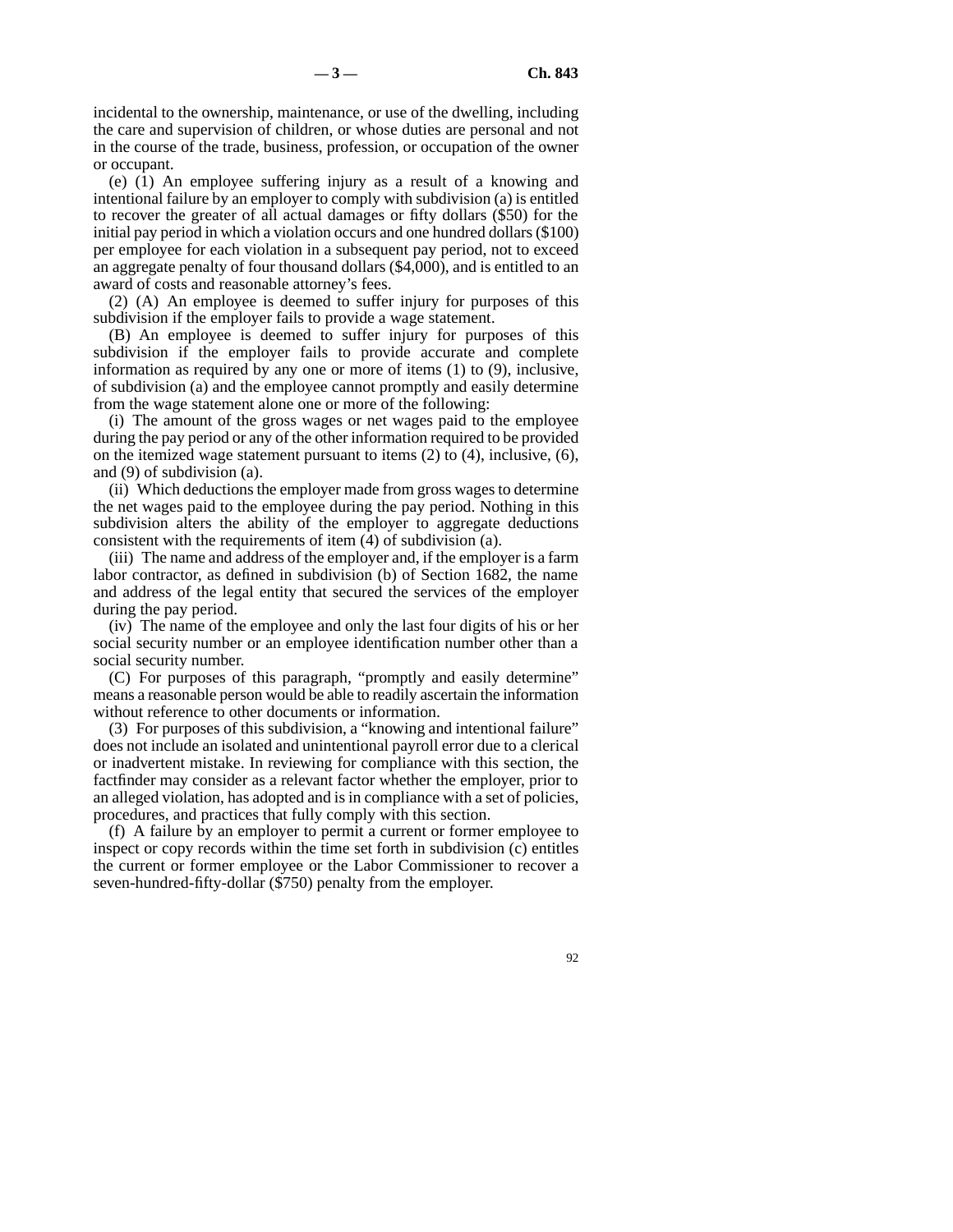incidental to the ownership, maintenance, or use of the dwelling, including the care and supervision of children, or whose duties are personal and not in the course of the trade, business, profession, or occupation of the owner or occupant.

(e) (1) An employee suffering injury as a result of a knowing and intentional failure by an employer to comply with subdivision (a) is entitled to recover the greater of all actual damages or fifty dollars ($50) for the initial pay period in which a violation occurs and one hundred dollars ($100) per employee for each violation in a subsequent pay period, not to exceed an aggregate penalty of four thousand dollars ($4,000), and is entitled to an award of costs and reasonable attorney's fees.

(2) (A) An employee is deemed to suffer injury for purposes of this subdivision if the employer fails to provide a wage statement.

(B) An employee is deemed to suffer injury for purposes of this subdivision if the employer fails to provide accurate and complete information as required by any one or more of items (1) to (9), inclusive, of subdivision (a) and the employee cannot promptly and easily determine from the wage statement alone one or more of the following:

(i) The amount of the gross wages or net wages paid to the employee during the pay period or any of the other information required to be provided on the itemized wage statement pursuant to items (2) to (4), inclusive, (6), and (9) of subdivision (a).

(ii) Which deductions the employer made from gross wages to determine the net wages paid to the employee during the pay period. Nothing in this subdivision alters the ability of the employer to aggregate deductions consistent with the requirements of item (4) of subdivision (a).

(iii) The name and address of the employer and, if the employer is a farm labor contractor, as defined in subdivision (b) of Section 1682, the name and address of the legal entity that secured the services of the employer during the pay period.

(iv) The name of the employee and only the last four digits of his or her social security number or an employee identification number other than a social security number.

(C) For purposes of this paragraph, "promptly and easily determine" means a reasonable person would be able to readily ascertain the information without reference to other documents or information.

(3) For purposes of this subdivision, a "knowing and intentional failure" does not include an isolated and unintentional payroll error due to a clerical or inadvertent mistake. In reviewing for compliance with this section, the factfinder may consider as a relevant factor whether the employer, prior to an alleged violation, has adopted and is in compliance with a set of policies, procedures, and practices that fully comply with this section.

(f) A failure by an employer to permit a current or former employee to inspect or copy records within the time set forth in subdivision (c) entitles the current or former employee or the Labor Commissioner to recover a seven-hundred-fifty-dollar ($750) penalty from the employer.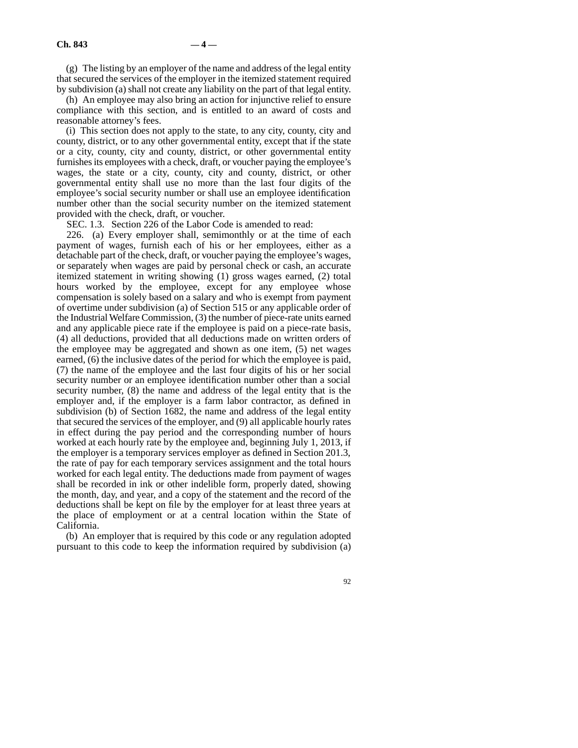(g) The listing by an employer of the name and address of the legal entity that secured the services of the employer in the itemized statement required by subdivision (a) shall not create any liability on the part of that legal entity.

(h) An employee may also bring an action for injunctive relief to ensure compliance with this section, and is entitled to an award of costs and reasonable attorney's fees.

(i) This section does not apply to the state, to any city, county, city and county, district, or to any other governmental entity, except that if the state or a city, county, city and county, district, or other governmental entity furnishes its employees with a check, draft, or voucher paying the employee's wages, the state or a city, county, city and county, district, or other governmental entity shall use no more than the last four digits of the employee's social security number or shall use an employee identification number other than the social security number on the itemized statement provided with the check, draft, or voucher.

SEC. 1.3. Section 226 of the Labor Code is amended to read:

226. (a) Every employer shall, semimonthly or at the time of each payment of wages, furnish each of his or her employees, either as a detachable part of the check, draft, or voucher paying the employee's wages, or separately when wages are paid by personal check or cash, an accurate itemized statement in writing showing (1) gross wages earned, (2) total hours worked by the employee, except for any employee whose compensation is solely based on a salary and who is exempt from payment of overtime under subdivision (a) of Section 515 or any applicable order of the Industrial Welfare Commission, (3) the number of piece-rate units earned and any applicable piece rate if the employee is paid on a piece-rate basis, (4) all deductions, provided that all deductions made on written orders of the employee may be aggregated and shown as one item, (5) net wages earned, (6) the inclusive dates of the period for which the employee is paid, (7) the name of the employee and the last four digits of his or her social security number or an employee identification number other than a social security number, (8) the name and address of the legal entity that is the employer and, if the employer is a farm labor contractor, as defined in subdivision (b) of Section 1682, the name and address of the legal entity that secured the services of the employer, and (9) all applicable hourly rates in effect during the pay period and the corresponding number of hours worked at each hourly rate by the employee and, beginning July 1, 2013, if the employer is a temporary services employer as defined in Section 201.3, the rate of pay for each temporary services assignment and the total hours worked for each legal entity. The deductions made from payment of wages shall be recorded in ink or other indelible form, properly dated, showing the month, day, and year, and a copy of the statement and the record of the deductions shall be kept on file by the employer for at least three years at the place of employment or at a central location within the State of California.

(b) An employer that is required by this code or any regulation adopted pursuant to this code to keep the information required by subdivision (a)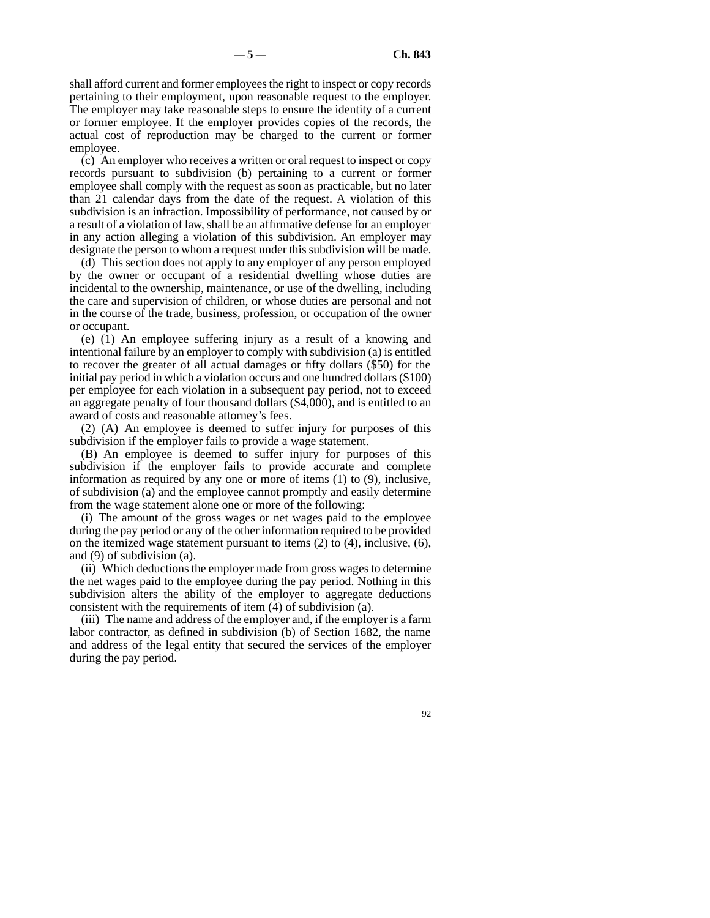shall afford current and former employees the right to inspect or copy records pertaining to their employment, upon reasonable request to the employer. The employer may take reasonable steps to ensure the identity of a current or former employee. If the employer provides copies of the records, the actual cost of reproduction may be charged to the current or former employee.

(c) An employer who receives a written or oral request to inspect or copy records pursuant to subdivision (b) pertaining to a current or former employee shall comply with the request as soon as practicable, but no later than 21 calendar days from the date of the request. A violation of this subdivision is an infraction. Impossibility of performance, not caused by or a result of a violation of law, shall be an affirmative defense for an employer in any action alleging a violation of this subdivision. An employer may designate the person to whom a request under this subdivision will be made.

(d) This section does not apply to any employer of any person employed by the owner or occupant of a residential dwelling whose duties are incidental to the ownership, maintenance, or use of the dwelling, including the care and supervision of children, or whose duties are personal and not in the course of the trade, business, profession, or occupation of the owner or occupant.

(e) (1) An employee suffering injury as a result of a knowing and intentional failure by an employer to comply with subdivision (a) is entitled to recover the greater of all actual damages or fifty dollars ($50) for the initial pay period in which a violation occurs and one hundred dollars ($100) per employee for each violation in a subsequent pay period, not to exceed an aggregate penalty of four thousand dollars ($4,000), and is entitled to an award of costs and reasonable attorney's fees.

(2) (A) An employee is deemed to suffer injury for purposes of this subdivision if the employer fails to provide a wage statement.

(B) An employee is deemed to suffer injury for purposes of this subdivision if the employer fails to provide accurate and complete information as required by any one or more of items (1) to (9), inclusive, of subdivision (a) and the employee cannot promptly and easily determine from the wage statement alone one or more of the following:

(i) The amount of the gross wages or net wages paid to the employee during the pay period or any of the other information required to be provided on the itemized wage statement pursuant to items (2) to (4), inclusive, (6), and (9) of subdivision (a).

(ii) Which deductions the employer made from gross wages to determine the net wages paid to the employee during the pay period. Nothing in this subdivision alters the ability of the employer to aggregate deductions consistent with the requirements of item (4) of subdivision (a).

(iii) The name and address of the employer and, if the employer is a farm labor contractor, as defined in subdivision (b) of Section 1682, the name and address of the legal entity that secured the services of the employer during the pay period.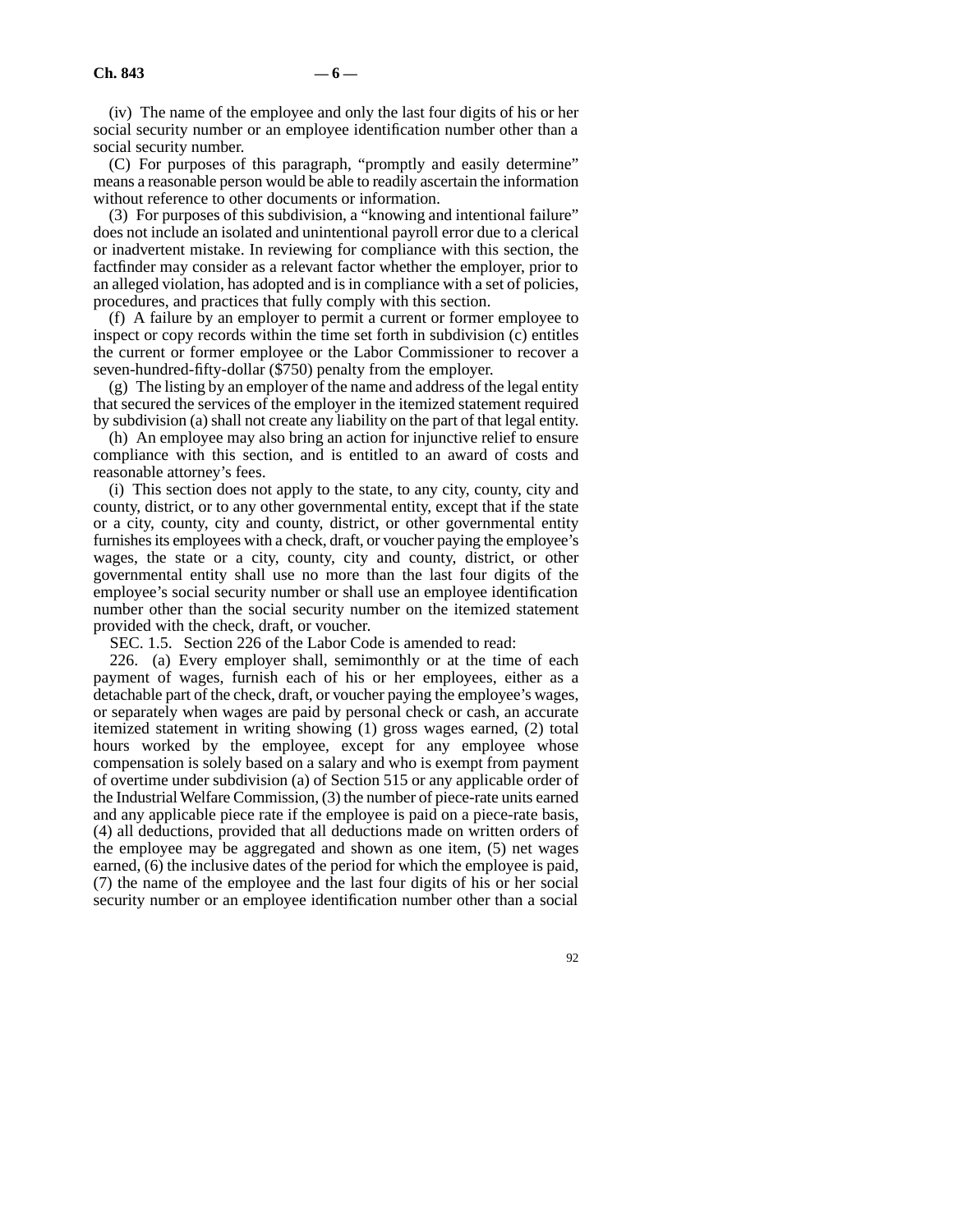(iv) The name of the employee and only the last four digits of his or her social security number or an employee identification number other than a social security number.

(C) For purposes of this paragraph, "promptly and easily determine" means a reasonable person would be able to readily ascertain the information without reference to other documents or information.

(3) For purposes of this subdivision, a "knowing and intentional failure" does not include an isolated and unintentional payroll error due to a clerical or inadvertent mistake. In reviewing for compliance with this section, the factfinder may consider as a relevant factor whether the employer, prior to an alleged violation, has adopted and is in compliance with a set of policies, procedures, and practices that fully comply with this section.

(f) A failure by an employer to permit a current or former employee to inspect or copy records within the time set forth in subdivision (c) entitles the current or former employee or the Labor Commissioner to recover a seven-hundred-fifty-dollar ($750) penalty from the employer.

(g) The listing by an employer of the name and address of the legal entity that secured the services of the employer in the itemized statement required by subdivision (a) shall not create any liability on the part of that legal entity.

(h) An employee may also bring an action for injunctive relief to ensure compliance with this section, and is entitled to an award of costs and reasonable attorney's fees.

(i) This section does not apply to the state, to any city, county, city and county, district, or to any other governmental entity, except that if the state or a city, county, city and county, district, or other governmental entity furnishes its employees with a check, draft, or voucher paying the employee's wages, the state or a city, county, city and county, district, or other governmental entity shall use no more than the last four digits of the employee's social security number or shall use an employee identification number other than the social security number on the itemized statement provided with the check, draft, or voucher.

SEC. 1.5. Section 226 of the Labor Code is amended to read:

226. (a) Every employer shall, semimonthly or at the time of each payment of wages, furnish each of his or her employees, either as a detachable part of the check, draft, or voucher paying the employee's wages, or separately when wages are paid by personal check or cash, an accurate itemized statement in writing showing (1) gross wages earned, (2) total hours worked by the employee, except for any employee whose compensation is solely based on a salary and who is exempt from payment of overtime under subdivision (a) of Section 515 or any applicable order of the Industrial Welfare Commission, (3) the number of piece-rate units earned and any applicable piece rate if the employee is paid on a piece-rate basis, (4) all deductions, provided that all deductions made on written orders of the employee may be aggregated and shown as one item, (5) net wages earned, (6) the inclusive dates of the period for which the employee is paid, (7) the name of the employee and the last four digits of his or her social security number or an employee identification number other than a social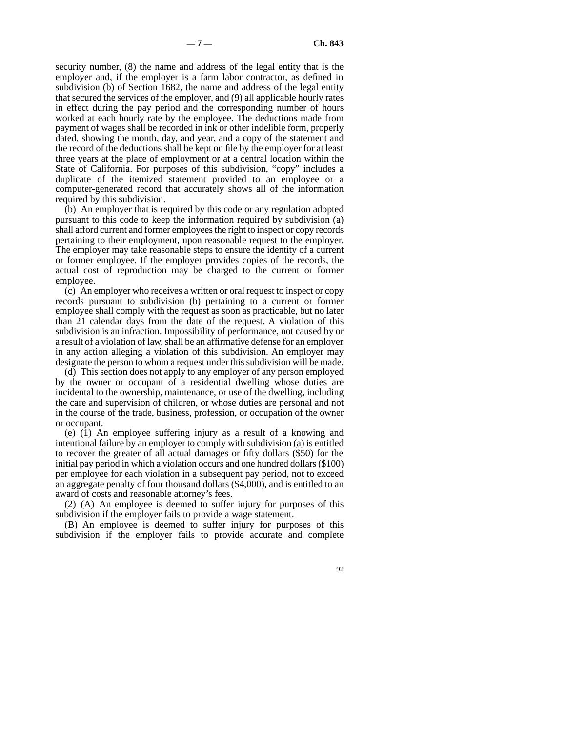security number, (8) the name and address of the legal entity that is the employer and, if the employer is a farm labor contractor, as defined in subdivision (b) of Section 1682, the name and address of the legal entity that secured the services of the employer, and (9) all applicable hourly rates in effect during the pay period and the corresponding number of hours worked at each hourly rate by the employee. The deductions made from payment of wages shall be recorded in ink or other indelible form, properly dated, showing the month, day, and year, and a copy of the statement and the record of the deductions shall be kept on file by the employer for at least three years at the place of employment or at a central location within the State of California. For purposes of this subdivision, "copy" includes a duplicate of the itemized statement provided to an employee or a computer-generated record that accurately shows all of the information required by this subdivision.

(b) An employer that is required by this code or any regulation adopted pursuant to this code to keep the information required by subdivision (a) shall afford current and former employees the right to inspect or copy records pertaining to their employment, upon reasonable request to the employer. The employer may take reasonable steps to ensure the identity of a current or former employee. If the employer provides copies of the records, the actual cost of reproduction may be charged to the current or former employee.

(c) An employer who receives a written or oral request to inspect or copy records pursuant to subdivision (b) pertaining to a current or former employee shall comply with the request as soon as practicable, but no later than 21 calendar days from the date of the request. A violation of this subdivision is an infraction. Impossibility of performance, not caused by or a result of a violation of law, shall be an affirmative defense for an employer in any action alleging a violation of this subdivision. An employer may designate the person to whom a request under this subdivision will be made.

(d) This section does not apply to any employer of any person employed by the owner or occupant of a residential dwelling whose duties are incidental to the ownership, maintenance, or use of the dwelling, including the care and supervision of children, or whose duties are personal and not in the course of the trade, business, profession, or occupation of the owner or occupant.

(e) (1) An employee suffering injury as a result of a knowing and intentional failure by an employer to comply with subdivision (a) is entitled to recover the greater of all actual damages or fifty dollars ($50) for the initial pay period in which a violation occurs and one hundred dollars ($100) per employee for each violation in a subsequent pay period, not to exceed an aggregate penalty of four thousand dollars ($4,000), and is entitled to an award of costs and reasonable attorney's fees.

(2) (A) An employee is deemed to suffer injury for purposes of this subdivision if the employer fails to provide a wage statement.

(B) An employee is deemed to suffer injury for purposes of this subdivision if the employer fails to provide accurate and complete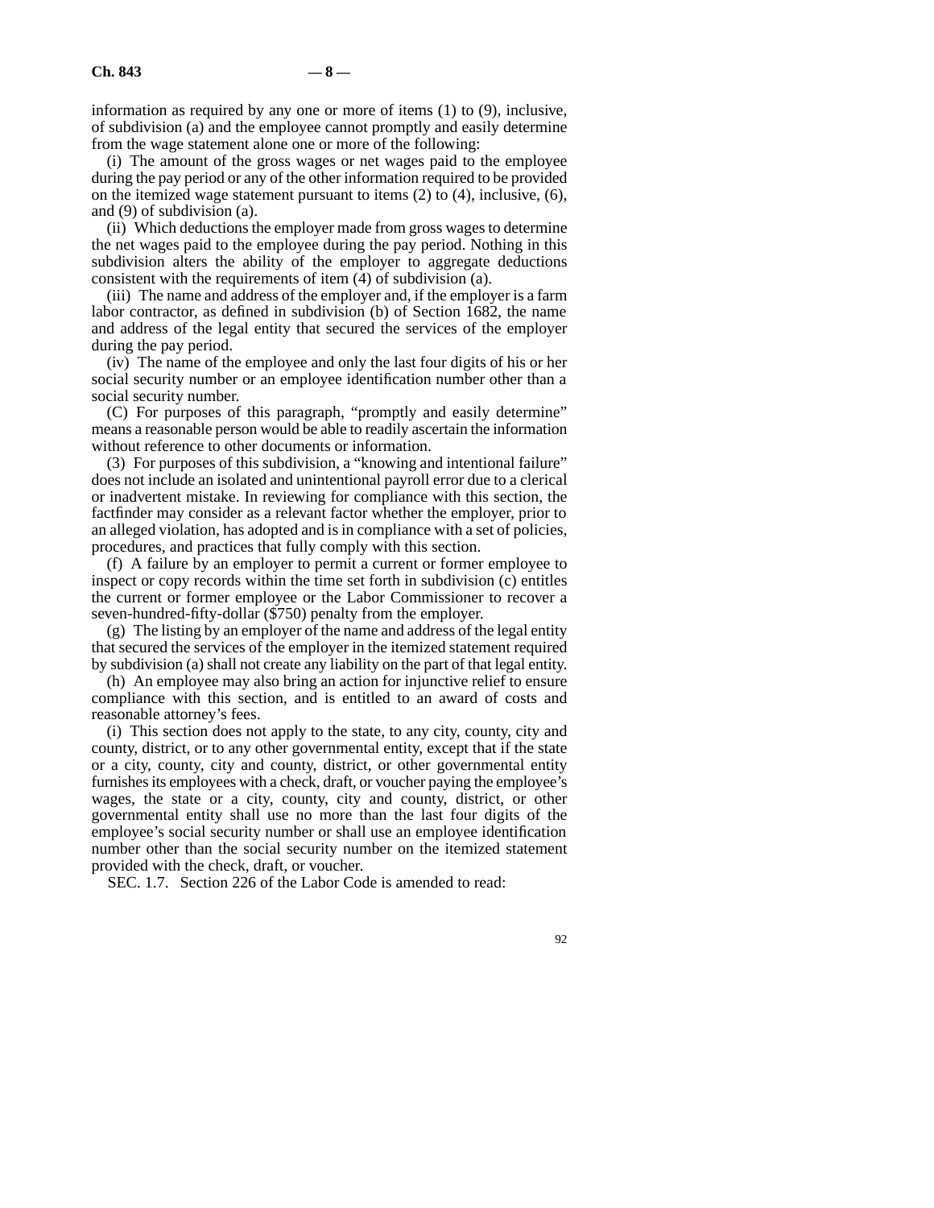information as required by any one or more of items (1) to (9), inclusive, of subdivision (a) and the employee cannot promptly and easily determine from the wage statement alone one or more of the following:

(i) The amount of the gross wages or net wages paid to the employee during the pay period or any of the other information required to be provided on the itemized wage statement pursuant to items (2) to (4), inclusive, (6), and (9) of subdivision (a).

(ii) Which deductions the employer made from gross wages to determine the net wages paid to the employee during the pay period. Nothing in this subdivision alters the ability of the employer to aggregate deductions consistent with the requirements of item (4) of subdivision (a).

(iii) The name and address of the employer and, if the employer is a farm labor contractor, as defined in subdivision (b) of Section 1682, the name and address of the legal entity that secured the services of the employer during the pay period.

(iv) The name of the employee and only the last four digits of his or her social security number or an employee identification number other than a social security number.

(C) For purposes of this paragraph, "promptly and easily determine" means a reasonable person would be able to readily ascertain the information without reference to other documents or information.

(3) For purposes of this subdivision, a "knowing and intentional failure" does not include an isolated and unintentional payroll error due to a clerical or inadvertent mistake. In reviewing for compliance with this section, the factfinder may consider as a relevant factor whether the employer, prior to an alleged violation, has adopted and is in compliance with a set of policies, procedures, and practices that fully comply with this section.

(f) A failure by an employer to permit a current or former employee to inspect or copy records within the time set forth in subdivision (c) entitles the current or former employee or the Labor Commissioner to recover a seven-hundred-fifty-dollar ($750) penalty from the employer.

(g) The listing by an employer of the name and address of the legal entity that secured the services of the employer in the itemized statement required by subdivision (a) shall not create any liability on the part of that legal entity.

(h) An employee may also bring an action for injunctive relief to ensure compliance with this section, and is entitled to an award of costs and reasonable attorney's fees.

(i) This section does not apply to the state, to any city, county, city and county, district, or to any other governmental entity, except that if the state or a city, county, city and county, district, or other governmental entity furnishes its employees with a check, draft, or voucher paying the employee's wages, the state or a city, county, city and county, district, or other governmental entity shall use no more than the last four digits of the employee's social security number or shall use an employee identification number other than the social security number on the itemized statement provided with the check, draft, or voucher.

SEC. 1.7. Section 226 of the Labor Code is amended to read: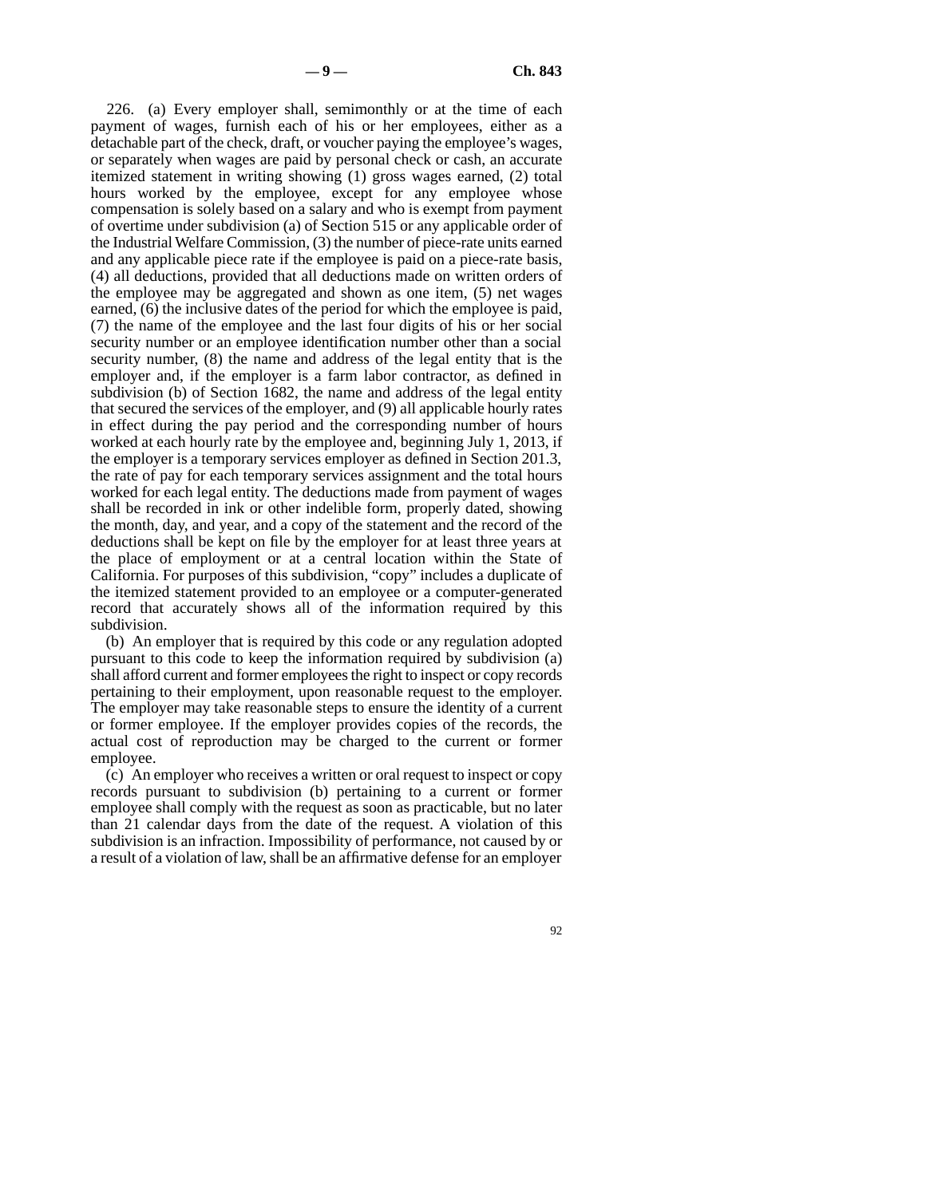226. (a) Every employer shall, semimonthly or at the time of each payment of wages, furnish each of his or her employees, either as a detachable part of the check, draft, or voucher paying the employee's wages, or separately when wages are paid by personal check or cash, an accurate itemized statement in writing showing (1) gross wages earned, (2) total hours worked by the employee, except for any employee whose compensation is solely based on a salary and who is exempt from payment of overtime under subdivision (a) of Section 515 or any applicable order of the Industrial Welfare Commission, (3) the number of piece-rate units earned and any applicable piece rate if the employee is paid on a piece-rate basis, (4) all deductions, provided that all deductions made on written orders of the employee may be aggregated and shown as one item, (5) net wages earned, (6) the inclusive dates of the period for which the employee is paid, (7) the name of the employee and the last four digits of his or her social security number or an employee identification number other than a social security number, (8) the name and address of the legal entity that is the employer and, if the employer is a farm labor contractor, as defined in subdivision (b) of Section 1682, the name and address of the legal entity that secured the services of the employer, and (9) all applicable hourly rates in effect during the pay period and the corresponding number of hours worked at each hourly rate by the employee and, beginning July 1, 2013, if the employer is a temporary services employer as defined in Section 201.3, the rate of pay for each temporary services assignment and the total hours worked for each legal entity. The deductions made from payment of wages shall be recorded in ink or other indelible form, properly dated, showing the month, day, and year, and a copy of the statement and the record of the deductions shall be kept on file by the employer for at least three years at the place of employment or at a central location within the State of California. For purposes of this subdivision, "copy" includes a duplicate of the itemized statement provided to an employee or a computer-generated record that accurately shows all of the information required by this subdivision.

(b) An employer that is required by this code or any regulation adopted pursuant to this code to keep the information required by subdivision (a) shall afford current and former employees the right to inspect or copy records pertaining to their employment, upon reasonable request to the employer. The employer may take reasonable steps to ensure the identity of a current or former employee. If the employer provides copies of the records, the actual cost of reproduction may be charged to the current or former employee.

(c) An employer who receives a written or oral request to inspect or copy records pursuant to subdivision (b) pertaining to a current or former employee shall comply with the request as soon as practicable, but no later than 21 calendar days from the date of the request. A violation of this subdivision is an infraction. Impossibility of performance, not caused by or a result of a violation of law, shall be an affirmative defense for an employer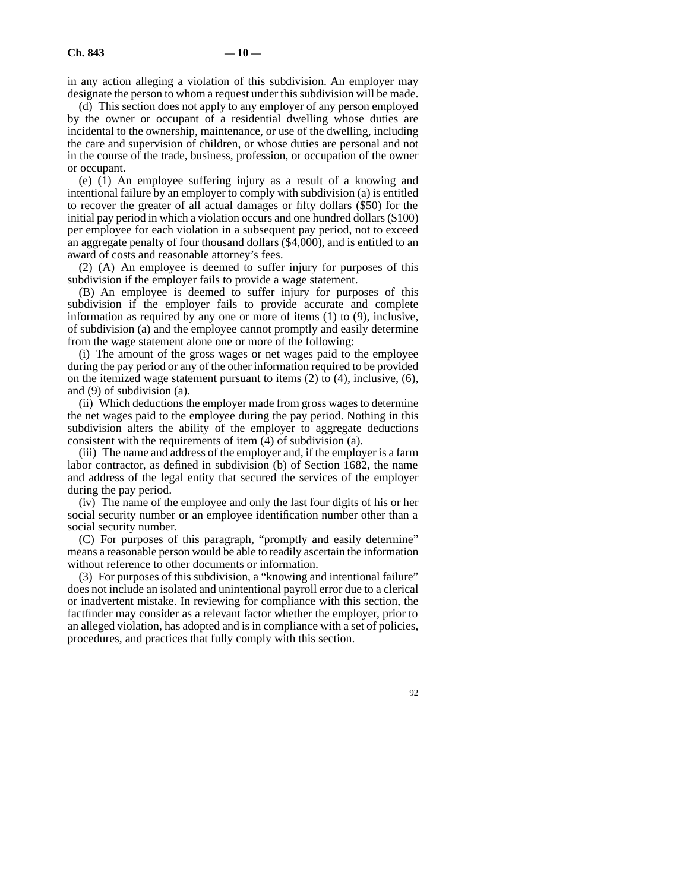in any action alleging a violation of this subdivision. An employer may designate the person to whom a request under this subdivision will be made.

(d) This section does not apply to any employer of any person employed by the owner or occupant of a residential dwelling whose duties are incidental to the ownership, maintenance, or use of the dwelling, including the care and supervision of children, or whose duties are personal and not in the course of the trade, business, profession, or occupation of the owner or occupant.

(e) (1) An employee suffering injury as a result of a knowing and intentional failure by an employer to comply with subdivision (a) is entitled to recover the greater of all actual damages or fifty dollars ($50) for the initial pay period in which a violation occurs and one hundred dollars ($100) per employee for each violation in a subsequent pay period, not to exceed an aggregate penalty of four thousand dollars ($4,000), and is entitled to an award of costs and reasonable attorney's fees.

(2) (A) An employee is deemed to suffer injury for purposes of this subdivision if the employer fails to provide a wage statement.

(B) An employee is deemed to suffer injury for purposes of this subdivision if the employer fails to provide accurate and complete information as required by any one or more of items (1) to (9), inclusive, of subdivision (a) and the employee cannot promptly and easily determine from the wage statement alone one or more of the following:

(i) The amount of the gross wages or net wages paid to the employee during the pay period or any of the other information required to be provided on the itemized wage statement pursuant to items (2) to (4), inclusive, (6), and (9) of subdivision (a).

(ii) Which deductions the employer made from gross wages to determine the net wages paid to the employee during the pay period. Nothing in this subdivision alters the ability of the employer to aggregate deductions consistent with the requirements of item (4) of subdivision (a).

(iii) The name and address of the employer and, if the employer is a farm labor contractor, as defined in subdivision (b) of Section 1682, the name and address of the legal entity that secured the services of the employer during the pay period.

(iv) The name of the employee and only the last four digits of his or her social security number or an employee identification number other than a social security number.

(C) For purposes of this paragraph, "promptly and easily determine" means a reasonable person would be able to readily ascertain the information without reference to other documents or information.

(3) For purposes of this subdivision, a "knowing and intentional failure" does not include an isolated and unintentional payroll error due to a clerical or inadvertent mistake. In reviewing for compliance with this section, the factfinder may consider as a relevant factor whether the employer, prior to an alleged violation, has adopted and is in compliance with a set of policies, procedures, and practices that fully comply with this section.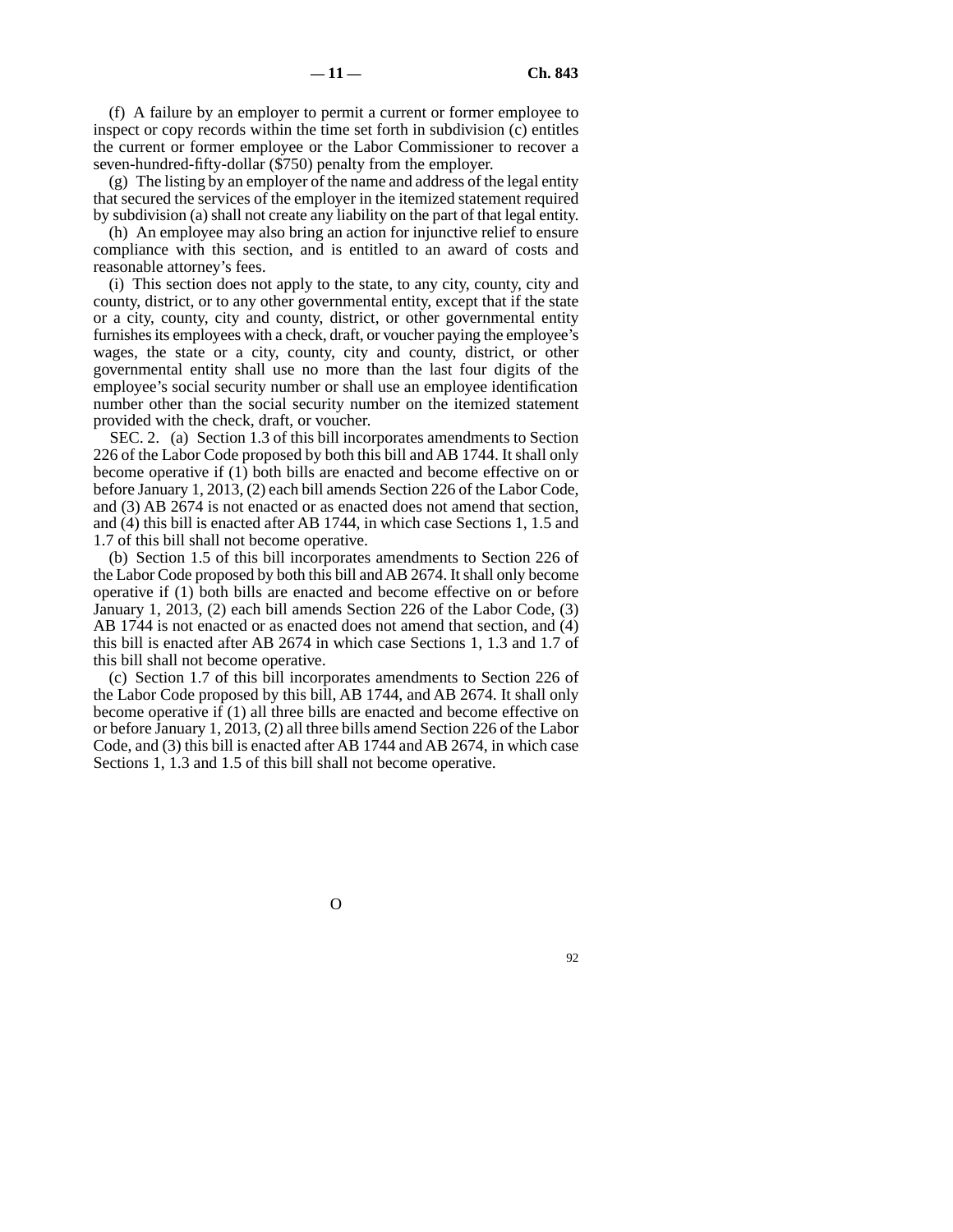(f) A failure by an employer to permit a current or former employee to inspect or copy records within the time set forth in subdivision (c) entitles the current or former employee or the Labor Commissioner to recover a seven-hundred-fifty-dollar ($750) penalty from the employer.

(g) The listing by an employer of the name and address of the legal entity that secured the services of the employer in the itemized statement required by subdivision (a) shall not create any liability on the part of that legal entity.

(h) An employee may also bring an action for injunctive relief to ensure compliance with this section, and is entitled to an award of costs and reasonable attorney's fees.

(i) This section does not apply to the state, to any city, county, city and county, district, or to any other governmental entity, except that if the state or a city, county, city and county, district, or other governmental entity furnishes its employees with a check, draft, or voucher paying the employee's wages, the state or a city, county, city and county, district, or other governmental entity shall use no more than the last four digits of the employee's social security number or shall use an employee identification number other than the social security number on the itemized statement provided with the check, draft, or voucher.

SEC. 2. (a) Section 1.3 of this bill incorporates amendments to Section 226 of the Labor Code proposed by both this bill and AB 1744. It shall only become operative if (1) both bills are enacted and become effective on or before January 1, 2013, (2) each bill amends Section 226 of the Labor Code, and (3) AB 2674 is not enacted or as enacted does not amend that section, and (4) this bill is enacted after AB 1744, in which case Sections 1, 1.5 and 1.7 of this bill shall not become operative.

(b) Section 1.5 of this bill incorporates amendments to Section 226 of the Labor Code proposed by both this bill and AB 2674. It shall only become operative if (1) both bills are enacted and become effective on or before January 1, 2013, (2) each bill amends Section 226 of the Labor Code, (3) AB 1744 is not enacted or as enacted does not amend that section, and (4) this bill is enacted after AB 2674 in which case Sections 1, 1.3 and 1.7 of this bill shall not become operative.

(c) Section 1.7 of this bill incorporates amendments to Section 226 of the Labor Code proposed by this bill, AB 1744, and AB 2674. It shall only become operative if (1) all three bills are enacted and become effective on or before January 1, 2013, (2) all three bills amend Section 226 of the Labor Code, and (3) this bill is enacted after AB 1744 and AB 2674, in which case Sections 1, 1.3 and 1.5 of this bill shall not become operative.